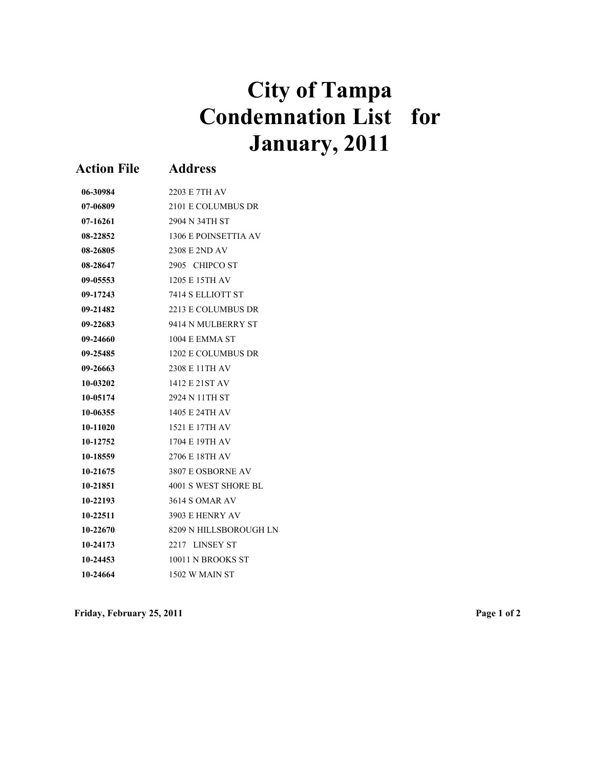# City of Tampa Condemnation List for January, 2011

| Action File | Address |
|---|---|
| 06-30984 | 2203 E 7TH AV |
| 07-06809 | 2101 E COLUMBUS DR |
| 07-16261 | 2904 N 34TH ST |
| 08-22852 | 1306 E POINSETTIA AV |
| 08-26805 | 2308 E 2ND AV |
| 08-28647 | 2905 CHIPCO ST |
| 09-05553 | 1205 E 15TH AV |
| 09-17243 | 7414 S ELLIOTT ST |
| 09-21482 | 2213 E COLUMBUS DR |
| 09-22683 | 9414 N MULBERRY ST |
| 09-24660 | 1004 E EMMA ST |
| 09-25485 | 1202 E COLUMBUS DR |
| 09-26663 | 2308 E 11TH AV |
| 10-03202 | 1412 E 21ST AV |
| 10-05174 | 2924 N 11TH ST |
| 10-06355 | 1405 E 24TH AV |
| 10-11020 | 1521 E 17TH AV |
| 10-12752 | 1704 E 19TH AV |
| 10-18559 | 2706 E 18TH AV |
| 10-21675 | 3807 E OSBORNE AV |
| 10-21851 | 4001 S WEST SHORE BL |
| 10-22193 | 3614 S OMAR AV |
| 10-22511 | 3903 E HENRY AV |
| 10-22670 | 8209 N HILLSBOROUGH LN |
| 10-24173 | 2217 LINSEY ST |
| 10-24453 | 10011 N BROOKS ST |
| 10-24664 | 1502 W MAIN ST |

Friday, February 25, 2011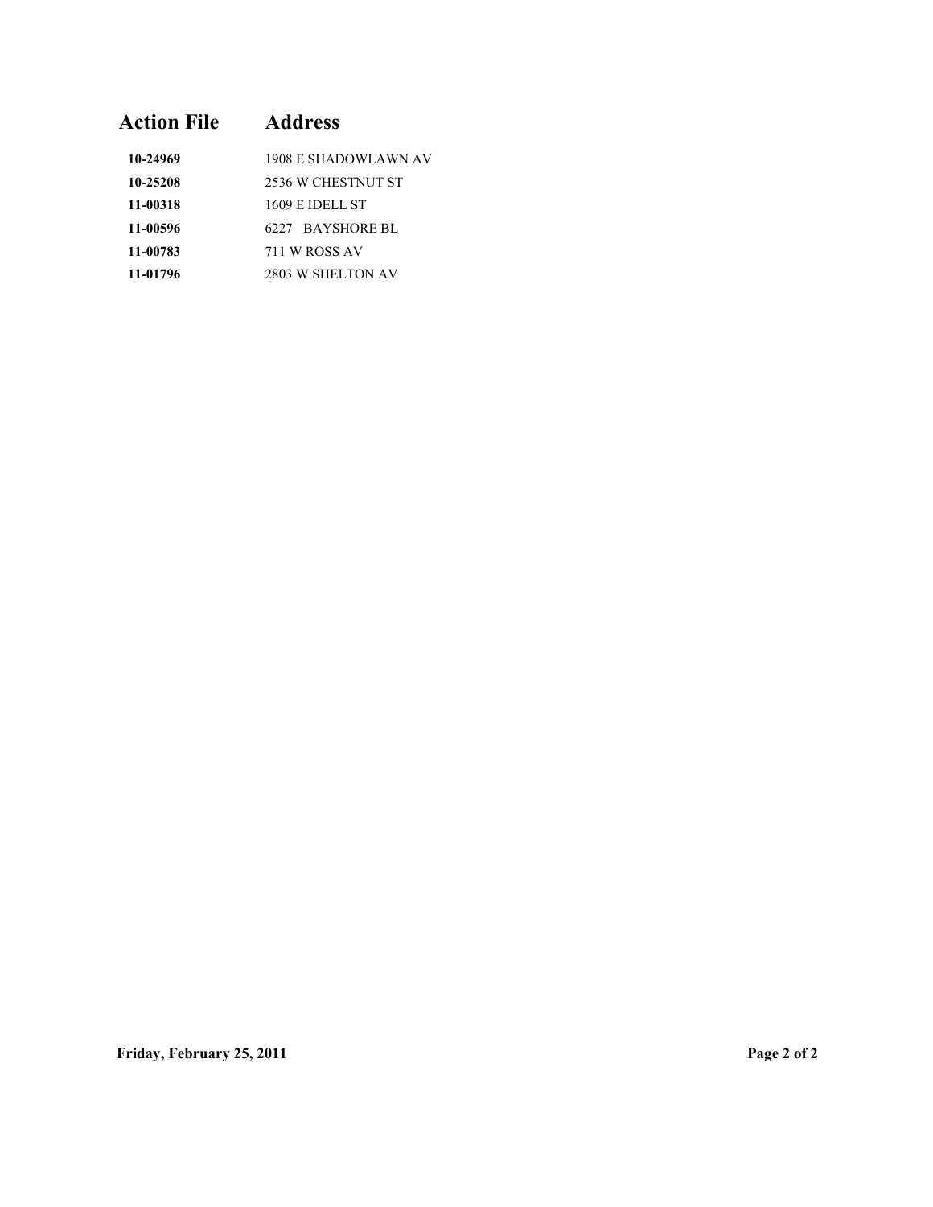| Action File | Address |
|---|---|
| **10-24969** | 1908 E SHADOWLAWN AV |
| **10-25208** | 2536 W CHESTNUT ST |
| **11-00318** | 1609 E IDELL ST |
| **11-00596** | 6227 BAYSHORE BL |
| **11-00783** | 711 W ROSS AV |
| **11-01796** | 2803 W SHELTON AV |

**Friday, February 25, 2011**